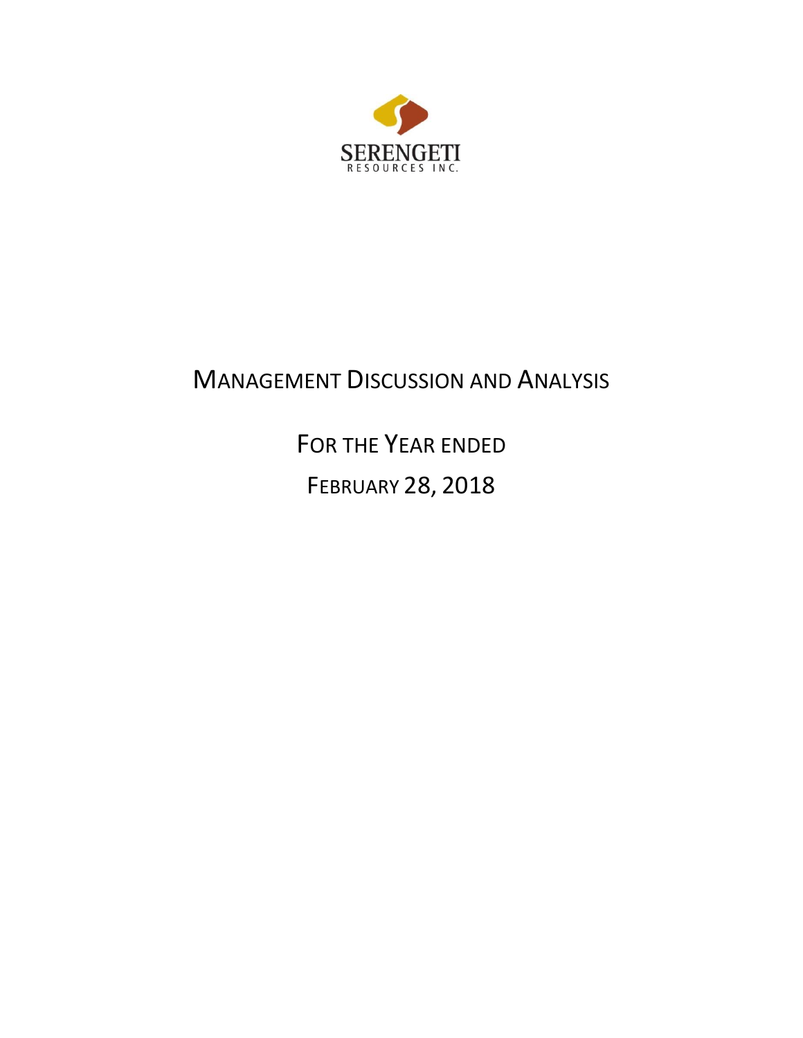SERENGETI

RESOURCES INC.

# MANAGEMENT DISCUSSION AND ANALYSIS

## FOR THE YEAR ENDED

## FEBRUARY 28, 2018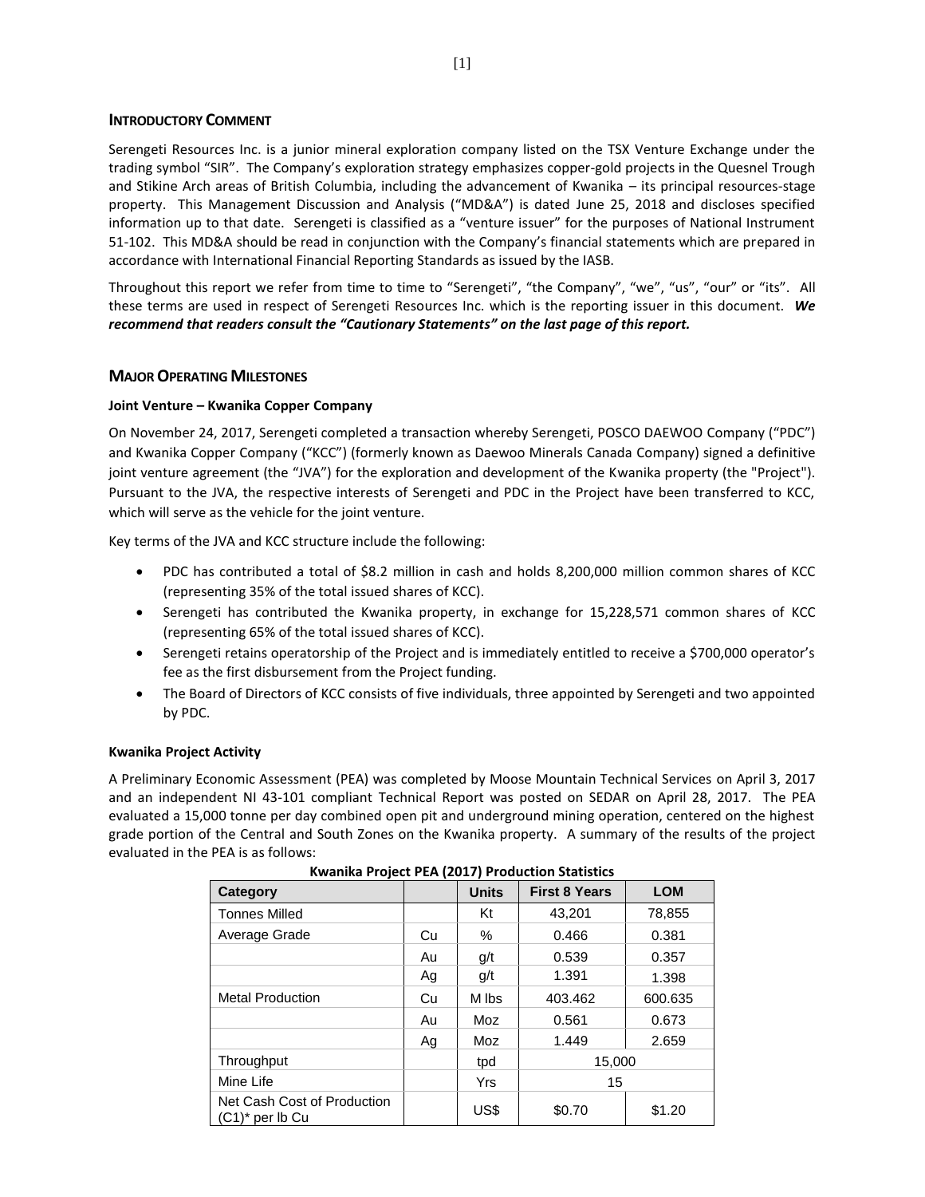## INTRODUCTORY COMMENT

Serengeti Resources Inc. is a junior mineral exploration company listed on the TSX Venture Exchange under the trading symbol "SIR". The Company's exploration strategy emphasizes copper-gold projects in the Quesnel Trough and Stikine Arch areas of British Columbia, including the advancement of Kwanika – its principal resources-stage property. This Management Discussion and Analysis ("MD&A") is dated June 25, 2018 and discloses specified information up to that date. Serengeti is classified as a "venture issuer" for the purposes of National Instrument 51-102. This MD&A should be read in conjunction with the Company's financial statements which are prepared in accordance with International Financial Reporting Standards as issued by the IASB.

Throughout this report we refer from time to time to "Serengeti", "the Company", "we", "us", "our" or "its". All these terms are used in respect of Serengeti Resources Inc. which is the reporting issuer in this document. ***We recommend that readers consult the "Cautionary Statements" on the last page of this report.***

## MAJOR OPERATING MILESTONES

### Joint Venture – Kwanika Copper Company

On November 24, 2017, Serengeti completed a transaction whereby Serengeti, POSCO DAEWOO Company ("PDC") and Kwanika Copper Company ("KCC") (formerly known as Daewoo Minerals Canada Company) signed a definitive joint venture agreement (the "JVA") for the exploration and development of the Kwanika property (the "Project"). Pursuant to the JVA, the respective interests of Serengeti and PDC in the Project have been transferred to KCC, which will serve as the vehicle for the joint venture.

Key terms of the JVA and KCC structure include the following:

- PDC has contributed a total of $8.2 million in cash and holds 8,200,000 million common shares of KCC (representing 35% of the total issued shares of KCC).
- Serengeti has contributed the Kwanika property, in exchange for 15,228,571 common shares of KCC (representing 65% of the total issued shares of KCC).
- Serengeti retains operatorship of the Project and is immediately entitled to receive a $700,000 operator's fee as the first disbursement from the Project funding.
- The Board of Directors of KCC consists of five individuals, three appointed by Serengeti and two appointed by PDC.

### Kwanika Project Activity

A Preliminary Economic Assessment (PEA) was completed by Moose Mountain Technical Services on April 3, 2017 and an independent NI 43-101 compliant Technical Report was posted on SEDAR on April 28, 2017. The PEA evaluated a 15,000 tonne per day combined open pit and underground mining operation, centered on the highest grade portion of the Central and South Zones on the Kwanika property. A summary of the results of the project evaluated in the PEA is as follows:

**Kwanika Project PEA (2017) Production Statistics**

| Category | | Units | First 8 Years | LOM |
|---|---|---|---|---|
| Tonnes Milled | | Kt | 43,201 | 78,855 |
| Average Grade | Cu | % | 0.466 | 0.381 |
| | Au | g/t | 0.539 | 0.357 |
| | Ag | g/t | 1.391 | 1.398 |
| Metal Production | Cu | M lbs | 403.462 | 600.635 |
| | Au | Moz | 0.561 | 0.673 |
| | Ag | Moz | 1.449 | 2.659 |
| Throughput | | tpd | 15,000 | |
| Mine Life | | Yrs | 15 | |
| Net Cash Cost of Production (C1)* per lb Cu | | US$ | $0.70 | $1.20 |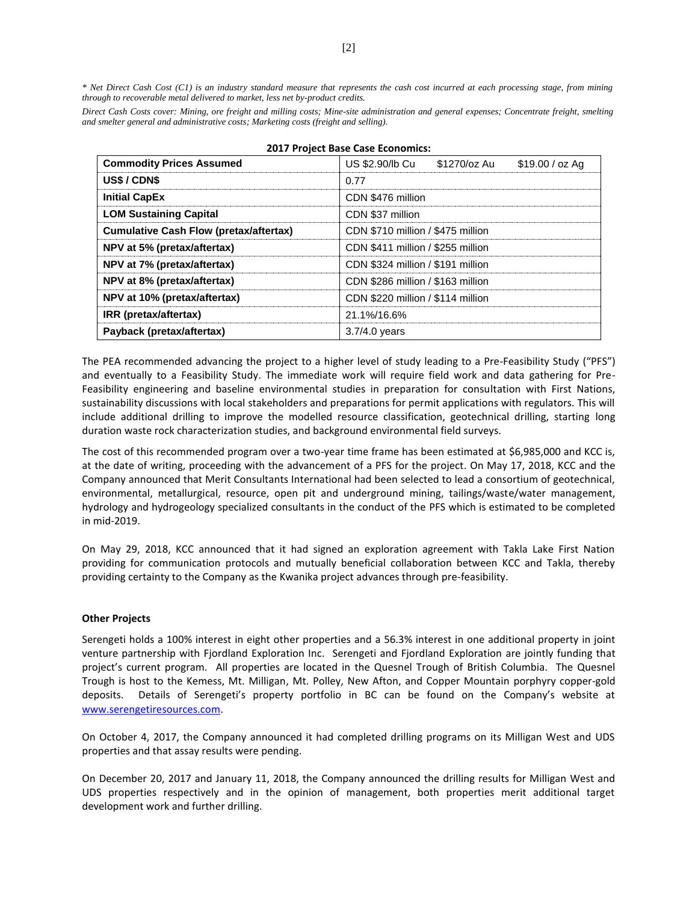*\* Net Direct Cash Cost (C1) is an industry standard measure that represents the cash cost incurred at each processing stage, from mining through to recoverable metal delivered to market, less net by-product credits.*

*Direct Cash Costs cover: Mining, ore freight and milling costs; Mine-site administration and general expenses; Concentrate freight, smelting and smelter general and administrative costs; Marketing costs (freight and selling).*

**2017 Project Base Case Economics:**

| **Commodity Prices Assumed** | US $2.90/lb Cu    $1270/oz Au    $19.00 / oz Ag |
|---|---|
| **US$ / CDN$** | 0.77 |
| **Initial CapEx** | CDN $476 million |
| **LOM Sustaining Capital** | CDN $37 million |
| **Cumulative Cash Flow (pretax/aftertax)** | CDN $710 million / $475 million |
| **NPV at 5% (pretax/aftertax)** | CDN $411 million / $255 million |
| **NPV at 7% (pretax/aftertax)** | CDN $324 million / $191 million |
| **NPV at 8% (pretax/aftertax)** | CDN $286 million / $163 million |
| **NPV at 10% (pretax/aftertax)** | CDN $220 million / $114 million |
| **IRR (pretax/aftertax)** | 21.1%/16.6% |
| **Payback (pretax/aftertax)** | 3.7/4.0 years |

The PEA recommended advancing the project to a higher level of study leading to a Pre-Feasibility Study ("PFS") and eventually to a Feasibility Study. The immediate work will require field work and data gathering for Pre-Feasibility engineering and baseline environmental studies in preparation for consultation with First Nations, sustainability discussions with local stakeholders and preparations for permit applications with regulators. This will include additional drilling to improve the modelled resource classification, geotechnical drilling, starting long duration waste rock characterization studies, and background environmental field surveys.

The cost of this recommended program over a two-year time frame has been estimated at $6,985,000 and KCC is, at the date of writing, proceeding with the advancement of a PFS for the project. On May 17, 2018, KCC and the Company announced that Merit Consultants International had been selected to lead a consortium of geotechnical, environmental, metallurgical, resource, open pit and underground mining, tailings/waste/water management, hydrology and hydrogeology specialized consultants in the conduct of the PFS which is estimated to be completed in mid-2019.

On May 29, 2018, KCC announced that it had signed an exploration agreement with Takla Lake First Nation providing for communication protocols and mutually beneficial collaboration between KCC and Takla, thereby providing certainty to the Company as the Kwanika project advances through pre-feasibility.

**Other Projects**

Serengeti holds a 100% interest in eight other properties and a 56.3% interest in one additional property in joint venture partnership with Fjordland Exploration Inc. Serengeti and Fjordland Exploration are jointly funding that project's current program. All properties are located in the Quesnel Trough of British Columbia. The Quesnel Trough is host to the Kemess, Mt. Milligan, Mt. Polley, New Afton, and Copper Mountain porphyry copper-gold deposits. Details of Serengeti's property portfolio in BC can be found on the Company's website at www.serengetiresources.com.

On October 4, 2017, the Company announced it had completed drilling programs on its Milligan West and UDS properties and that assay results were pending.

On December 20, 2017 and January 11, 2018, the Company announced the drilling results for Milligan West and UDS properties respectively and in the opinion of management, both properties merit additional target development work and further drilling.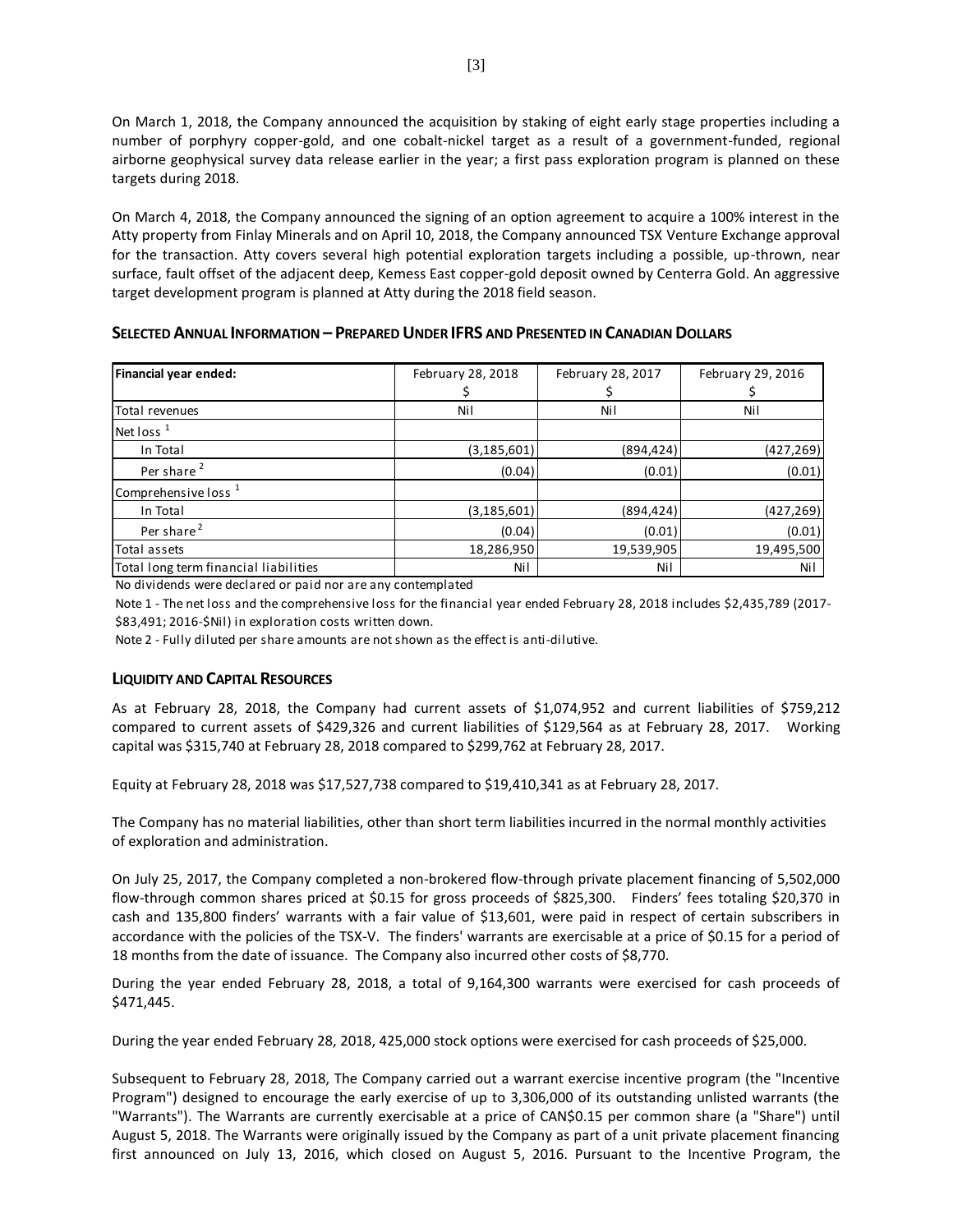On March 1, 2018, the Company announced the acquisition by staking of eight early stage properties including a number of porphyry copper-gold, and one cobalt-nickel target as a result of a government-funded, regional airborne geophysical survey data release earlier in the year; a first pass exploration program is planned on these targets during 2018.

On March 4, 2018, the Company announced the signing of an option agreement to acquire a 100% interest in the Atty property from Finlay Minerals and on April 10, 2018, the Company announced TSX Venture Exchange approval for the transaction. Atty covers several high potential exploration targets including a possible, up-thrown, near surface, fault offset of the adjacent deep, Kemess East copper-gold deposit owned by Centerra Gold. An aggressive target development program is planned at Atty during the 2018 field season.

## SELECTED ANNUAL INFORMATION – PREPARED UNDER IFRS AND PRESENTED IN CANADIAN DOLLARS

| **Financial year ended:** | February 28, 2018<br>$ | February 28, 2017<br>$ | February 29, 2016<br>$ |
|---|---|---|---|
| Total revenues | Nil | Nil | Nil |
| Net loss [1] | | | |
| In Total | (3,185,601) | (894,424) | (427,269) |
| Per share [2] | (0.04) | (0.01) | (0.01) |
| Comprehensive loss [1] | | | |
| In Total | (3,185,601) | (894,424) | (427,269) |
| Per share [2] | (0.04) | (0.01) | (0.01) |
| Total assets | 18,286,950 | 19,539,905 | 19,495,500 |
| Total long term financial liabilities | Nil | Nil | Nil |

No dividends were declared or paid nor are any contemplated

Note 1 - The net loss and the comprehensive loss for the financial year ended February 28, 2018 includes $2,435,789 (2017-$83,491; 2016-$Nil) in exploration costs written down.

Note 2 - Fully diluted per share amounts are not shown as the effect is anti-dilutive.

## LIQUIDITY AND CAPITAL RESOURCES

As at February 28, 2018, the Company had current assets of $1,074,952 and current liabilities of $759,212 compared to current assets of $429,326 and current liabilities of $129,564 as at February 28, 2017. Working capital was $315,740 at February 28, 2018 compared to $299,762 at February 28, 2017.

Equity at February 28, 2018 was $17,527,738 compared to $19,410,341 as at February 28, 2017.

The Company has no material liabilities, other than short term liabilities incurred in the normal monthly activities of exploration and administration.

On July 25, 2017, the Company completed a non-brokered flow-through private placement financing of 5,502,000 flow-through common shares priced at $0.15 for gross proceeds of $825,300. Finders' fees totaling $20,370 in cash and 135,800 finders' warrants with a fair value of $13,601, were paid in respect of certain subscribers in accordance with the policies of the TSX-V. The finders' warrants are exercisable at a price of $0.15 for a period of 18 months from the date of issuance. The Company also incurred other costs of $8,770.

During the year ended February 28, 2018, a total of 9,164,300 warrants were exercised for cash proceeds of $471,445.

During the year ended February 28, 2018, 425,000 stock options were exercised for cash proceeds of $25,000.

Subsequent to February 28, 2018, The Company carried out a warrant exercise incentive program (the "Incentive Program") designed to encourage the early exercise of up to 3,306,000 of its outstanding unlisted warrants (the "Warrants"). The Warrants are currently exercisable at a price of CAN$0.15 per common share (a "Share") until August 5, 2018. The Warrants were originally issued by the Company as part of a unit private placement financing first announced on July 13, 2016, which closed on August 5, 2016. Pursuant to the Incentive Program, the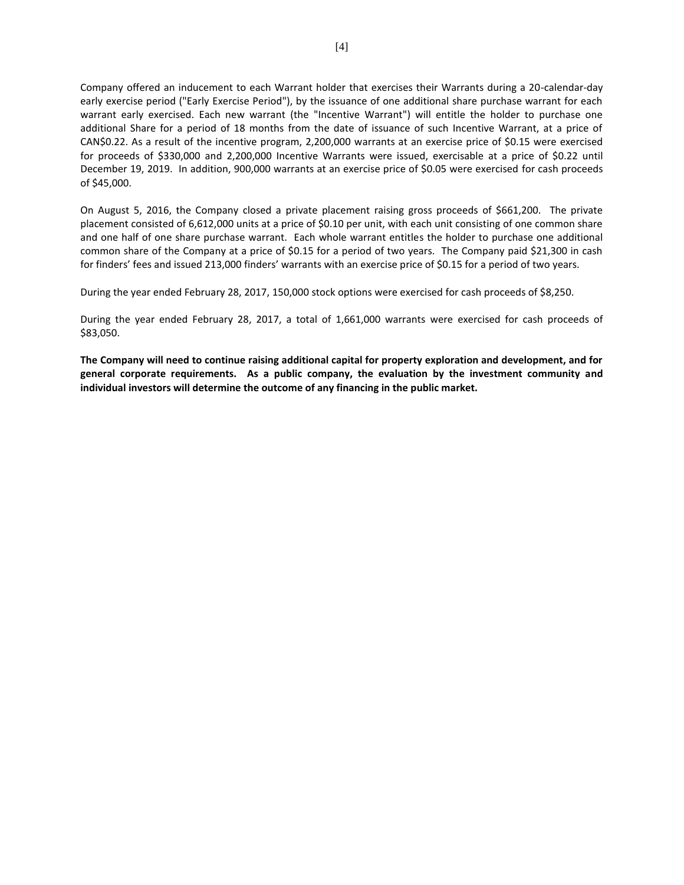Company offered an inducement to each Warrant holder that exercises their Warrants during a 20-calendar-day early exercise period ("Early Exercise Period"), by the issuance of one additional share purchase warrant for each warrant early exercised. Each new warrant (the "Incentive Warrant") will entitle the holder to purchase one additional Share for a period of 18 months from the date of issuance of such Incentive Warrant, at a price of CAN$0.22. As a result of the incentive program, 2,200,000 warrants at an exercise price of $0.15 were exercised for proceeds of $330,000 and 2,200,000 Incentive Warrants were issued, exercisable at a price of $0.22 until December 19, 2019. In addition, 900,000 warrants at an exercise price of $0.05 were exercised for cash proceeds of $45,000.

On August 5, 2016, the Company closed a private placement raising gross proceeds of $661,200. The private placement consisted of 6,612,000 units at a price of $0.10 per unit, with each unit consisting of one common share and one half of one share purchase warrant. Each whole warrant entitles the holder to purchase one additional common share of the Company at a price of $0.15 for a period of two years. The Company paid $21,300 in cash for finders' fees and issued 213,000 finders' warrants with an exercise price of $0.15 for a period of two years.

During the year ended February 28, 2017, 150,000 stock options were exercised for cash proceeds of $8,250.

During the year ended February 28, 2017, a total of 1,661,000 warrants were exercised for cash proceeds of $83,050.

**The Company will need to continue raising additional capital for property exploration and development, and for general corporate requirements. As a public company, the evaluation by the investment community and individual investors will determine the outcome of any financing in the public market.**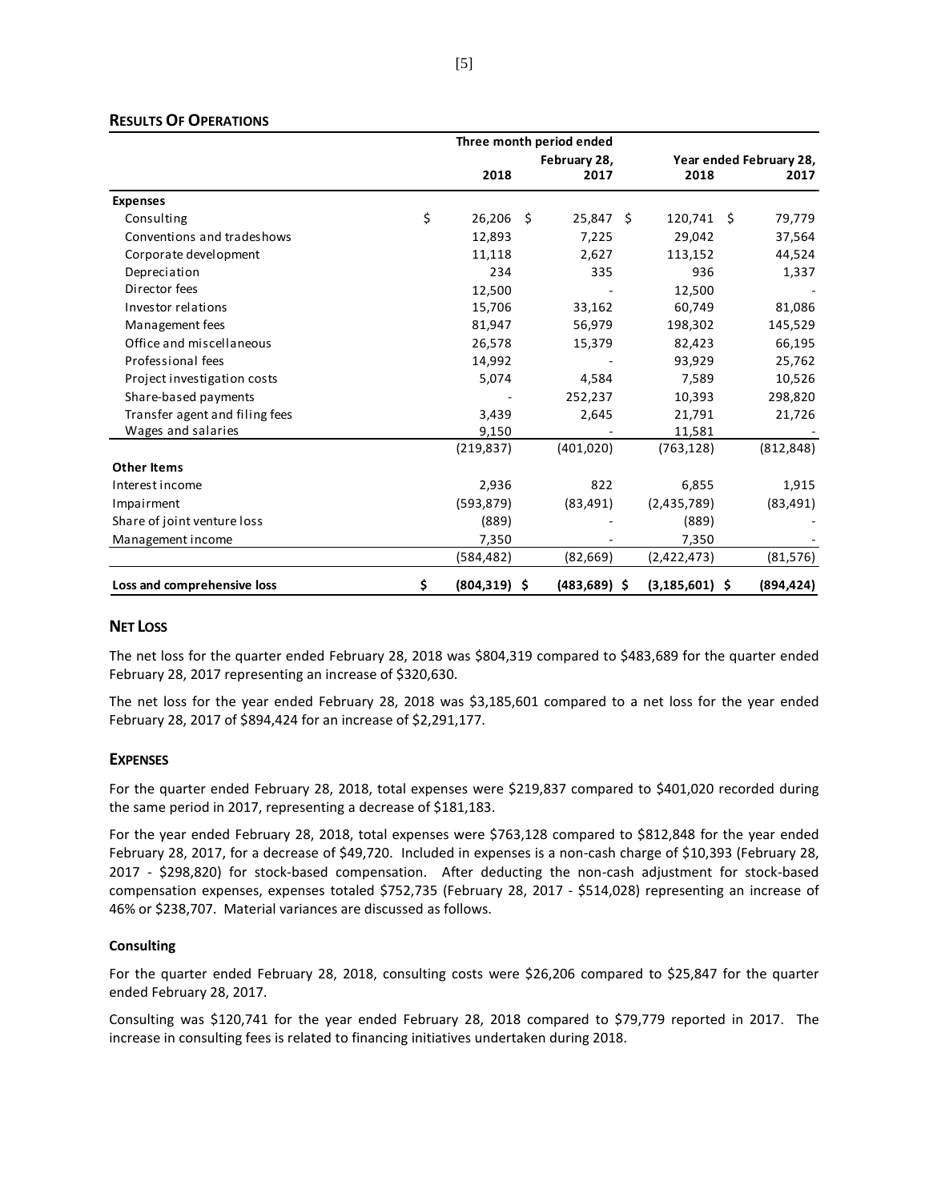## RESULTS OF OPERATIONS

| | Three month period ended February 28, | | Year ended February 28, | |
|---|---|---|---|---|
| | 2018 | 2017 | 2018 | 2017 |
| **Expenses** | | | | |
| Consulting | $ 26,206 | $ 25,847 | $ 120,741 | $ 79,779 |
| Conventions and tradeshows | 12,893 | 7,225 | 29,042 | 37,564 |
| Corporate development | 11,118 | 2,627 | 113,152 | 44,524 |
| Depreciation | 234 | 335 | 936 | 1,337 |
| Director fees | 12,500 | - | 12,500 | - |
| Investor relations | 15,706 | 33,162 | 60,749 | 81,086 |
| Management fees | 81,947 | 56,979 | 198,302 | 145,529 |
| Office and miscellaneous | 26,578 | 15,379 | 82,423 | 66,195 |
| Professional fees | 14,992 | - | 93,929 | 25,762 |
| Project investigation costs | 5,074 | 4,584 | 7,589 | 10,526 |
| Share-based payments | - | 252,237 | 10,393 | 298,820 |
| Transfer agent and filing fees | 3,439 | 2,645 | 21,791 | 21,726 |
| Wages and salaries | 9,150 | - | 11,581 | - |
| | (219,837) | (401,020) | (763,128) | (812,848) |
| **Other Items** | | | | |
| Interest income | 2,936 | 822 | 6,855 | 1,915 |
| Impairment | (593,879) | (83,491) | (2,435,789) | (83,491) |
| Share of joint venture loss | (889) | - | (889) | - |
| Management income | 7,350 | - | 7,350 | - |
| | (584,482) | (82,669) | (2,422,473) | (81,576) |
| **Loss and comprehensive loss** | **$ (804,319)** | **$ (483,689)** | **$ (3,185,601)** | **$ (894,424)** |

## NET LOSS

The net loss for the quarter ended February 28, 2018 was $804,319 compared to $483,689 for the quarter ended February 28, 2017 representing an increase of $320,630.

The net loss for the year ended February 28, 2018 was $3,185,601 compared to a net loss for the year ended February 28, 2017 of $894,424 for an increase of $2,291,177.

## EXPENSES

For the quarter ended February 28, 2018, total expenses were $219,837 compared to $401,020 recorded during the same period in 2017, representing a decrease of $181,183.

For the year ended February 28, 2018, total expenses were $763,128 compared to $812,848 for the year ended February 28, 2017, for a decrease of $49,720. Included in expenses is a non-cash charge of $10,393 (February 28, 2017 - $298,820) for stock-based compensation. After deducting the non-cash adjustment for stock-based compensation expenses, expenses totaled $752,735 (February 28, 2017 - $514,028) representing an increase of 46% or $238,707. Material variances are discussed as follows.

### Consulting

For the quarter ended February 28, 2018, consulting costs were $26,206 compared to $25,847 for the quarter ended February 28, 2017.

Consulting was $120,741 for the year ended February 28, 2018 compared to $79,779 reported in 2017. The increase in consulting fees is related to financing initiatives undertaken during 2018.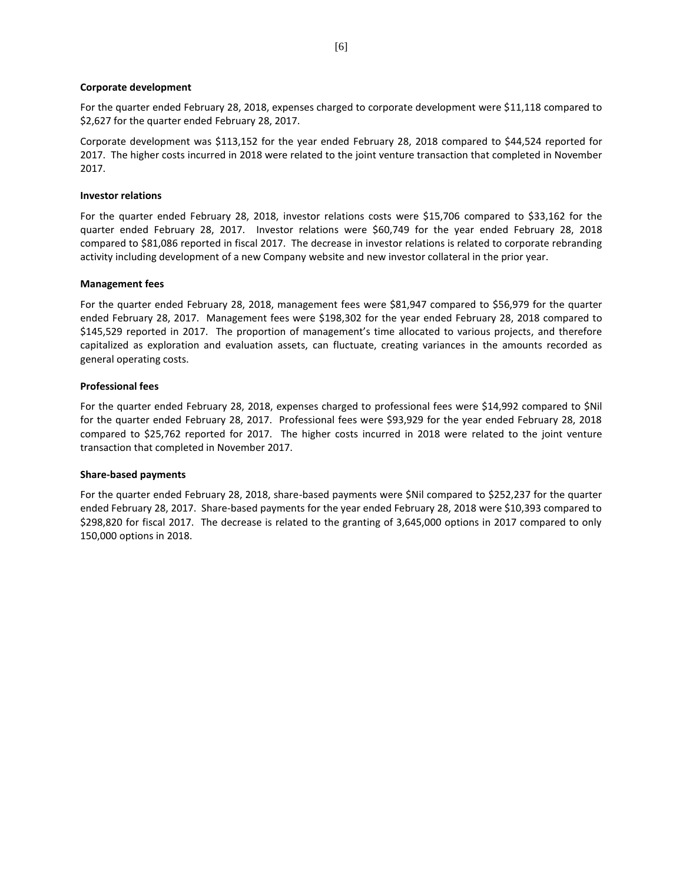**Corporate development**

For the quarter ended February 28, 2018, expenses charged to corporate development were $11,118 compared to $2,627 for the quarter ended February 28, 2017.

Corporate development was $113,152 for the year ended February 28, 2018 compared to $44,524 reported for 2017. The higher costs incurred in 2018 were related to the joint venture transaction that completed in November 2017.

**Investor relations**

For the quarter ended February 28, 2018, investor relations costs were $15,706 compared to $33,162 for the quarter ended February 28, 2017. Investor relations were $60,749 for the year ended February 28, 2018 compared to $81,086 reported in fiscal 2017. The decrease in investor relations is related to corporate rebranding activity including development of a new Company website and new investor collateral in the prior year.

**Management fees**

For the quarter ended February 28, 2018, management fees were $81,947 compared to $56,979 for the quarter ended February 28, 2017. Management fees were $198,302 for the year ended February 28, 2018 compared to $145,529 reported in 2017. The proportion of management's time allocated to various projects, and therefore capitalized as exploration and evaluation assets, can fluctuate, creating variances in the amounts recorded as general operating costs.

**Professional fees**

For the quarter ended February 28, 2018, expenses charged to professional fees were $14,992 compared to $Nil for the quarter ended February 28, 2017. Professional fees were $93,929 for the year ended February 28, 2018 compared to $25,762 reported for 2017. The higher costs incurred in 2018 were related to the joint venture transaction that completed in November 2017.

**Share-based payments**

For the quarter ended February 28, 2018, share-based payments were $Nil compared to $252,237 for the quarter ended February 28, 2017. Share-based payments for the year ended February 28, 2018 were $10,393 compared to $298,820 for fiscal 2017. The decrease is related to the granting of 3,645,000 options in 2017 compared to only 150,000 options in 2018.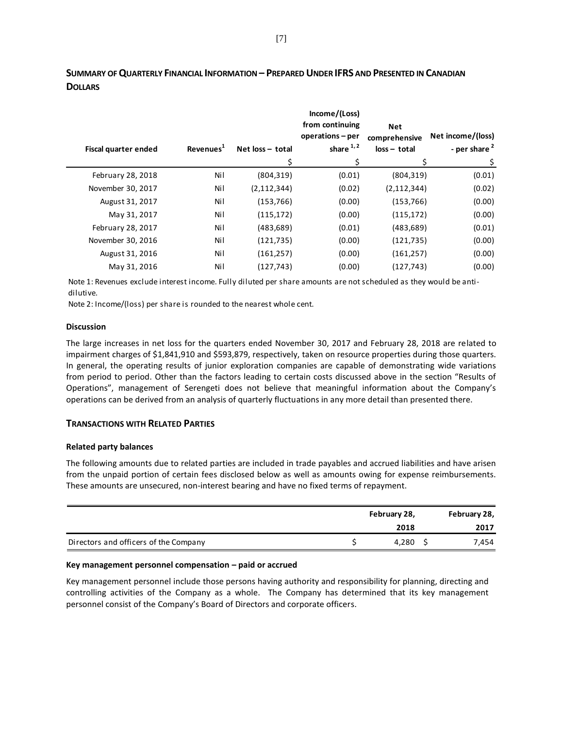## SUMMARY OF QUARTERLY FINANCIAL INFORMATION – PREPARED UNDER IFRS AND PRESENTED IN CANADIAN DOLLARS

| Fiscal quarter ended | Revenues[1] | Net loss – total | Income/(Loss) from continuing operations – per share [1, 2] | Net comprehensive loss – total | Net income/(loss) - per share [2] |
|---|---|---|---|---|---|
| | | $ | $ | $ | $ |
| February 28, 2018 | Nil | (804,319) | (0.01) | (804,319) | (0.01) |
| November 30, 2017 | Nil | (2,112,344) | (0.02) | (2,112,344) | (0.02) |
| August 31, 2017 | Nil | (153,766) | (0.00) | (153,766) | (0.00) |
| May 31, 2017 | Nil | (115,172) | (0.00) | (115,172) | (0.00) |
| February 28, 2017 | Nil | (483,689) | (0.01) | (483,689) | (0.01) |
| November 30, 2016 | Nil | (121,735) | (0.00) | (121,735) | (0.00) |
| August 31, 2016 | Nil | (161,257) | (0.00) | (161,257) | (0.00) |
| May 31, 2016 | Nil | (127,743) | (0.00) | (127,743) | (0.00) |

Note 1: Revenues exclude interest income. Fully diluted per share amounts are not scheduled as they would be anti-dilutive.

Note 2: Income/(loss) per share is rounded to the nearest whole cent.

### Discussion

The large increases in net loss for the quarters ended November 30, 2017 and February 28, 2018 are related to impairment charges of $1,841,910 and $593,879, respectively, taken on resource properties during those quarters. In general, the operating results of junior exploration companies are capable of demonstrating wide variations from period to period. Other than the factors leading to certain costs discussed above in the section "Results of Operations", management of Serengeti does not believe that meaningful information about the Company's operations can be derived from an analysis of quarterly fluctuations in any more detail than presented there.

## TRANSACTIONS WITH RELATED PARTIES

### Related party balances

The following amounts due to related parties are included in trade payables and accrued liabilities and have arisen from the unpaid portion of certain fees disclosed below as well as amounts owing for expense reimbursements. These amounts are unsecured, non-interest bearing and have no fixed terms of repayment.

| | February 28, 2018 | February 28, 2017 |
|---|---|---|
| Directors and officers of the Company | $ 4,280 | $ 7,454 |

### Key management personnel compensation – paid or accrued

Key management personnel include those persons having authority and responsibility for planning, directing and controlling activities of the Company as a whole. The Company has determined that its key management personnel consist of the Company's Board of Directors and corporate officers.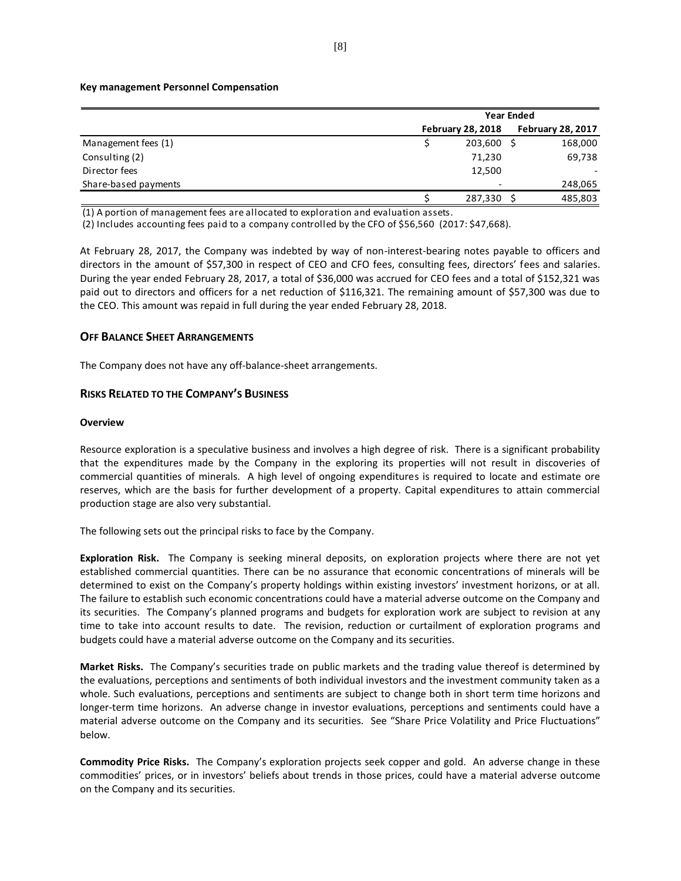**Key management Personnel Compensation**

| | Year Ended | |
|---|---|---|
| | February 28, 2018 | February 28, 2017 |
| Management fees (1) | $ 203,600 | $ 168,000 |
| Consulting (2) | 71,230 | 69,738 |
| Director fees | 12,500 | - |
| Share-based payments | - | 248,065 |
| | $ 287,330 | $ 485,803 |

(1) A portion of management fees are allocated to exploration and evaluation assets.

(2) Includes accounting fees paid to a company controlled by the CFO of $56,560 (2017: $47,668).

At February 28, 2017, the Company was indebted by way of non-interest-bearing notes payable to officers and directors in the amount of $57,300 in respect of CEO and CFO fees, consulting fees, directors' fees and salaries. During the year ended February 28, 2017, a total of $36,000 was accrued for CEO fees and a total of $152,321 was paid out to directors and officers for a net reduction of $116,321. The remaining amount of $57,300 was due to the CEO. This amount was repaid in full during the year ended February 28, 2018.

## OFF BALANCE SHEET ARRANGEMENTS

The Company does not have any off-balance-sheet arrangements.

## RISKS RELATED TO THE COMPANY'S BUSINESS

**Overview**

Resource exploration is a speculative business and involves a high degree of risk. There is a significant probability that the expenditures made by the Company in the exploring its properties will not result in discoveries of commercial quantities of minerals. A high level of ongoing expenditures is required to locate and estimate ore reserves, which are the basis for further development of a property. Capital expenditures to attain commercial production stage are also very substantial.

The following sets out the principal risks to face by the Company.

**Exploration Risk.** The Company is seeking mineral deposits, on exploration projects where there are not yet established commercial quantities. There can be no assurance that economic concentrations of minerals will be determined to exist on the Company's property holdings within existing investors' investment horizons, or at all. The failure to establish such economic concentrations could have a material adverse outcome on the Company and its securities. The Company's planned programs and budgets for exploration work are subject to revision at any time to take into account results to date. The revision, reduction or curtailment of exploration programs and budgets could have a material adverse outcome on the Company and its securities.

**Market Risks.** The Company's securities trade on public markets and the trading value thereof is determined by the evaluations, perceptions and sentiments of both individual investors and the investment community taken as a whole. Such evaluations, perceptions and sentiments are subject to change both in short term time horizons and longer-term time horizons. An adverse change in investor evaluations, perceptions and sentiments could have a material adverse outcome on the Company and its securities. See "Share Price Volatility and Price Fluctuations" below.

**Commodity Price Risks.** The Company's exploration projects seek copper and gold. An adverse change in these commodities' prices, or in investors' beliefs about trends in those prices, could have a material adverse outcome on the Company and its securities.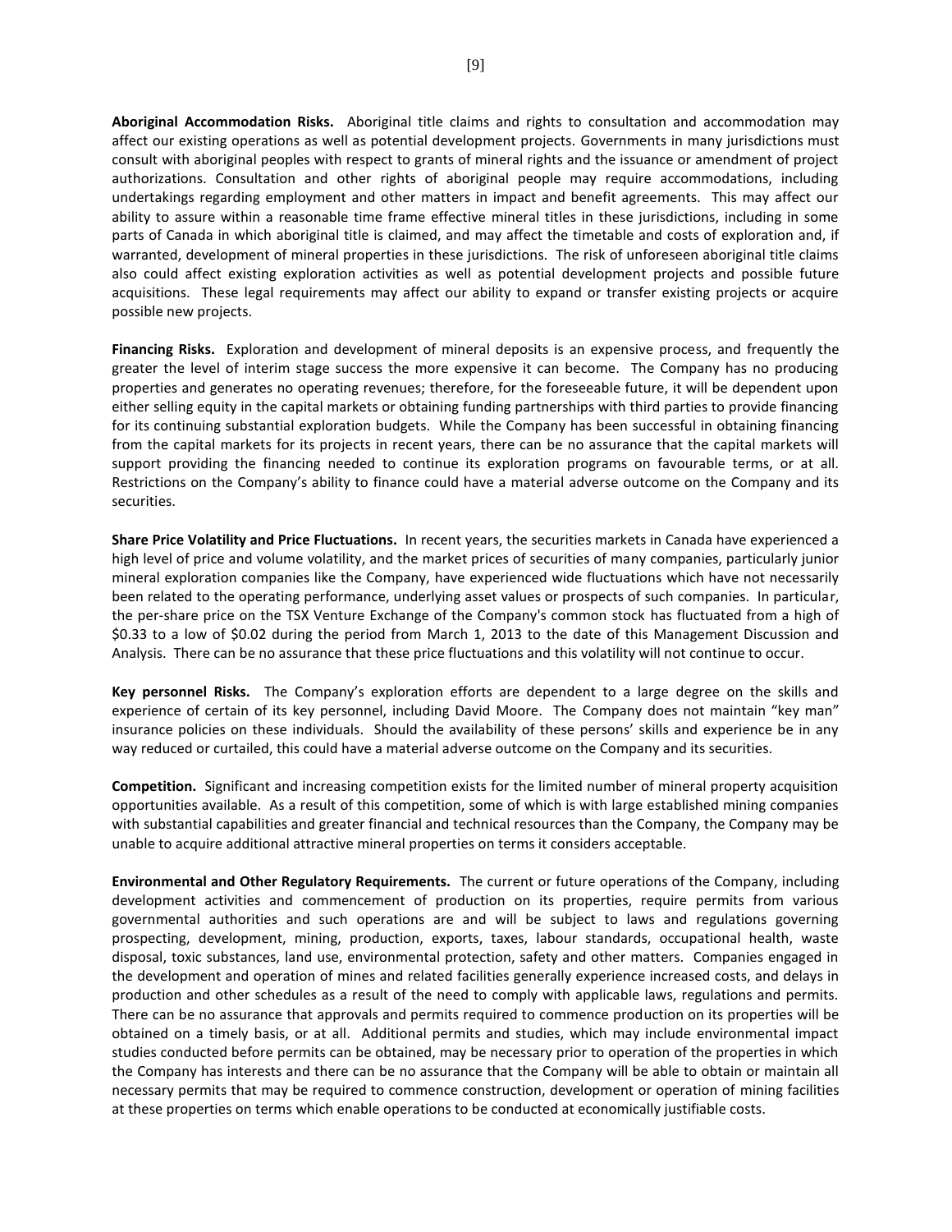**Aboriginal Accommodation Risks.** Aboriginal title claims and rights to consultation and accommodation may affect our existing operations as well as potential development projects. Governments in many jurisdictions must consult with aboriginal peoples with respect to grants of mineral rights and the issuance or amendment of project authorizations. Consultation and other rights of aboriginal people may require accommodations, including undertakings regarding employment and other matters in impact and benefit agreements. This may affect our ability to assure within a reasonable time frame effective mineral titles in these jurisdictions, including in some parts of Canada in which aboriginal title is claimed, and may affect the timetable and costs of exploration and, if warranted, development of mineral properties in these jurisdictions. The risk of unforeseen aboriginal title claims also could affect existing exploration activities as well as potential development projects and possible future acquisitions. These legal requirements may affect our ability to expand or transfer existing projects or acquire possible new projects.

**Financing Risks.** Exploration and development of mineral deposits is an expensive process, and frequently the greater the level of interim stage success the more expensive it can become. The Company has no producing properties and generates no operating revenues; therefore, for the foreseeable future, it will be dependent upon either selling equity in the capital markets or obtaining funding partnerships with third parties to provide financing for its continuing substantial exploration budgets. While the Company has been successful in obtaining financing from the capital markets for its projects in recent years, there can be no assurance that the capital markets will support providing the financing needed to continue its exploration programs on favourable terms, or at all. Restrictions on the Company's ability to finance could have a material adverse outcome on the Company and its securities.

**Share Price Volatility and Price Fluctuations.** In recent years, the securities markets in Canada have experienced a high level of price and volume volatility, and the market prices of securities of many companies, particularly junior mineral exploration companies like the Company, have experienced wide fluctuations which have not necessarily been related to the operating performance, underlying asset values or prospects of such companies. In particular, the per-share price on the TSX Venture Exchange of the Company's common stock has fluctuated from a high of $0.33 to a low of $0.02 during the period from March 1, 2013 to the date of this Management Discussion and Analysis. There can be no assurance that these price fluctuations and this volatility will not continue to occur.

**Key personnel Risks.** The Company's exploration efforts are dependent to a large degree on the skills and experience of certain of its key personnel, including David Moore. The Company does not maintain "key man" insurance policies on these individuals. Should the availability of these persons' skills and experience be in any way reduced or curtailed, this could have a material adverse outcome on the Company and its securities.

**Competition.** Significant and increasing competition exists for the limited number of mineral property acquisition opportunities available. As a result of this competition, some of which is with large established mining companies with substantial capabilities and greater financial and technical resources than the Company, the Company may be unable to acquire additional attractive mineral properties on terms it considers acceptable.

**Environmental and Other Regulatory Requirements.** The current or future operations of the Company, including development activities and commencement of production on its properties, require permits from various governmental authorities and such operations are and will be subject to laws and regulations governing prospecting, development, mining, production, exports, taxes, labour standards, occupational health, waste disposal, toxic substances, land use, environmental protection, safety and other matters. Companies engaged in the development and operation of mines and related facilities generally experience increased costs, and delays in production and other schedules as a result of the need to comply with applicable laws, regulations and permits. There can be no assurance that approvals and permits required to commence production on its properties will be obtained on a timely basis, or at all. Additional permits and studies, which may include environmental impact studies conducted before permits can be obtained, may be necessary prior to operation of the properties in which the Company has interests and there can be no assurance that the Company will be able to obtain or maintain all necessary permits that may be required to commence construction, development or operation of mining facilities at these properties on terms which enable operations to be conducted at economically justifiable costs.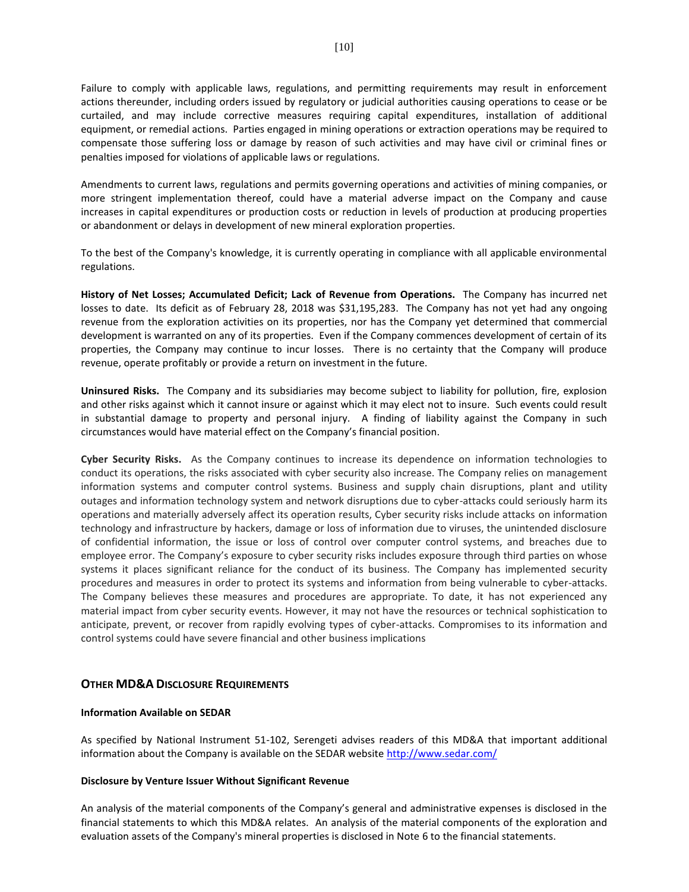Failure to comply with applicable laws, regulations, and permitting requirements may result in enforcement actions thereunder, including orders issued by regulatory or judicial authorities causing operations to cease or be curtailed, and may include corrective measures requiring capital expenditures, installation of additional equipment, or remedial actions. Parties engaged in mining operations or extraction operations may be required to compensate those suffering loss or damage by reason of such activities and may have civil or criminal fines or penalties imposed for violations of applicable laws or regulations.

Amendments to current laws, regulations and permits governing operations and activities of mining companies, or more stringent implementation thereof, could have a material adverse impact on the Company and cause increases in capital expenditures or production costs or reduction in levels of production at producing properties or abandonment or delays in development of new mineral exploration properties.

To the best of the Company's knowledge, it is currently operating in compliance with all applicable environmental regulations.

**History of Net Losses; Accumulated Deficit; Lack of Revenue from Operations.** The Company has incurred net losses to date. Its deficit as of February 28, 2018 was $31,195,283. The Company has not yet had any ongoing revenue from the exploration activities on its properties, nor has the Company yet determined that commercial development is warranted on any of its properties. Even if the Company commences development of certain of its properties, the Company may continue to incur losses. There is no certainty that the Company will produce revenue, operate profitably or provide a return on investment in the future.

**Uninsured Risks.** The Company and its subsidiaries may become subject to liability for pollution, fire, explosion and other risks against which it cannot insure or against which it may elect not to insure. Such events could result in substantial damage to property and personal injury. A finding of liability against the Company in such circumstances would have material effect on the Company's financial position.

**Cyber Security Risks.** As the Company continues to increase its dependence on information technologies to conduct its operations, the risks associated with cyber security also increase. The Company relies on management information systems and computer control systems. Business and supply chain disruptions, plant and utility outages and information technology system and network disruptions due to cyber-attacks could seriously harm its operations and materially adversely affect its operation results, Cyber security risks include attacks on information technology and infrastructure by hackers, damage or loss of information due to viruses, the unintended disclosure of confidential information, the issue or loss of control over computer control systems, and breaches due to employee error. The Company's exposure to cyber security risks includes exposure through third parties on whose systems it places significant reliance for the conduct of its business. The Company has implemented security procedures and measures in order to protect its systems and information from being vulnerable to cyber-attacks. The Company believes these measures and procedures are appropriate. To date, it has not experienced any material impact from cyber security events. However, it may not have the resources or technical sophistication to anticipate, prevent, or recover from rapidly evolving types of cyber-attacks. Compromises to its information and control systems could have severe financial and other business implications

## OTHER MD&A DISCLOSURE REQUIREMENTS

**Information Available on SEDAR**

As specified by National Instrument 51-102, Serengeti advises readers of this MD&A that important additional information about the Company is available on the SEDAR website http://www.sedar.com/

**Disclosure by Venture Issuer Without Significant Revenue**

An analysis of the material components of the Company's general and administrative expenses is disclosed in the financial statements to which this MD&A relates. An analysis of the material components of the exploration and evaluation assets of the Company's mineral properties is disclosed in Note 6 to the financial statements.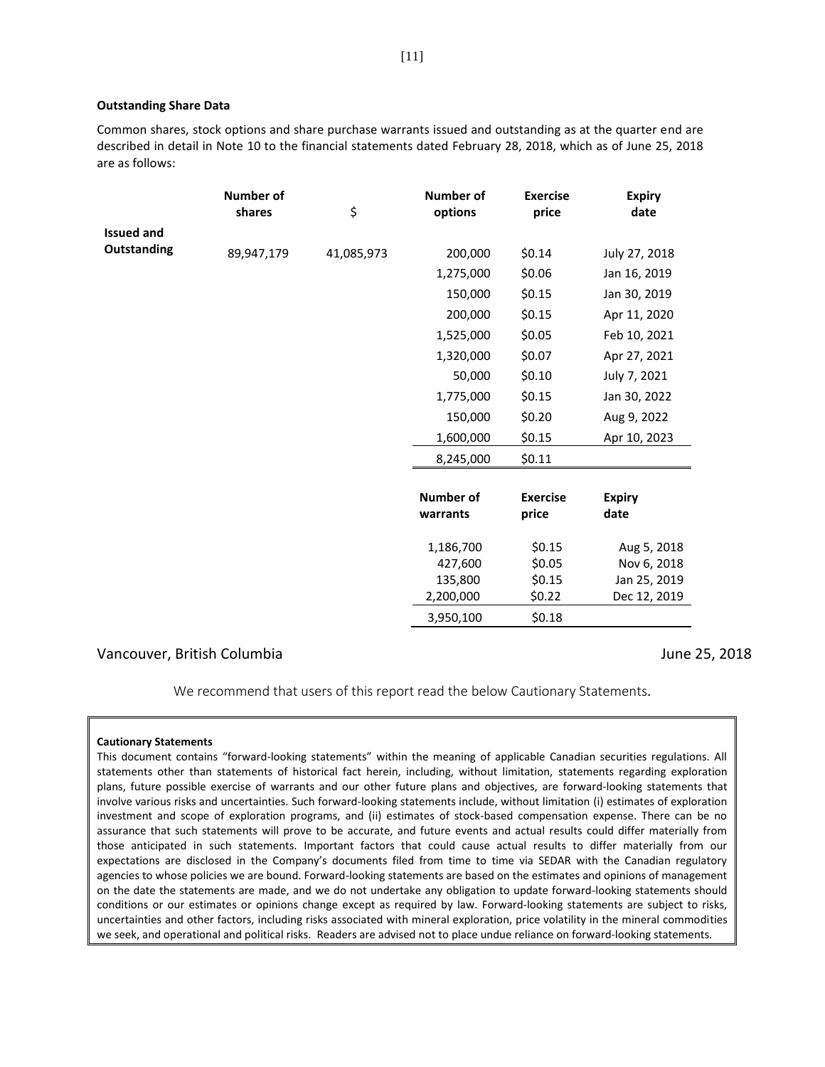**Outstanding Share Data**

Common shares, stock options and share purchase warrants issued and outstanding as at the quarter end are described in detail in Note 10 to the financial statements dated February 28, 2018, which as of June 25, 2018 are as follows:

| | Number of shares | $ | Number of options | Exercise price | Expiry date |
|---|---|---|---|---|---|
| Issued and Outstanding | 89,947,179 | 41,085,973 | 200,000 | $0.14 | July 27, 2018 |
| | | | 1,275,000 | $0.06 | Jan 16, 2019 |
| | | | 150,000 | $0.15 | Jan 30, 2019 |
| | | | 200,000 | $0.15 | Apr 11, 2020 |
| | | | 1,525,000 | $0.05 | Feb 10, 2021 |
| | | | 1,320,000 | $0.07 | Apr 27, 2021 |
| | | | 50,000 | $0.10 | July 7, 2021 |
| | | | 1,775,000 | $0.15 | Jan 30, 2022 |
| | | | 150,000 | $0.20 | Aug 9, 2022 |
| | | | 1,600,000 | $0.15 | Apr 10, 2023 |
| | | | 8,245,000 | $0.11 | |

| Number of warrants | Exercise price | Expiry date |
|---|---|---|
| 1,186,700 | $0.15 | Aug 5, 2018 |
| 427,600 | $0.05 | Nov 6, 2018 |
| 135,800 | $0.15 | Jan 25, 2019 |
| 2,200,000 | $0.22 | Dec 12, 2019 |
| 3,950,100 | $0.18 | |

Vancouver, British Columbia

June 25, 2018

We recommend that users of this report read the below Cautionary Statements.

**Cautionary Statements**

This document contains "forward-looking statements" within the meaning of applicable Canadian securities regulations. All statements other than statements of historical fact herein, including, without limitation, statements regarding exploration plans, future possible exercise of warrants and our other future plans and objectives, are forward-looking statements that involve various risks and uncertainties. Such forward-looking statements include, without limitation (i) estimates of exploration investment and scope of exploration programs, and (ii) estimates of stock-based compensation expense. There can be no assurance that such statements will prove to be accurate, and future events and actual results could differ materially from those anticipated in such statements. Important factors that could cause actual results to differ materially from our expectations are disclosed in the Company's documents filed from time to time via SEDAR with the Canadian regulatory agencies to whose policies we are bound. Forward-looking statements are based on the estimates and opinions of management on the date the statements are made, and we do not undertake any obligation to update forward-looking statements should conditions or our estimates or opinions change except as required by law. Forward-looking statements are subject to risks, uncertainties and other factors, including risks associated with mineral exploration, price volatility in the mineral commodities we seek, and operational and political risks. Readers are advised not to place undue reliance on forward-looking statements.